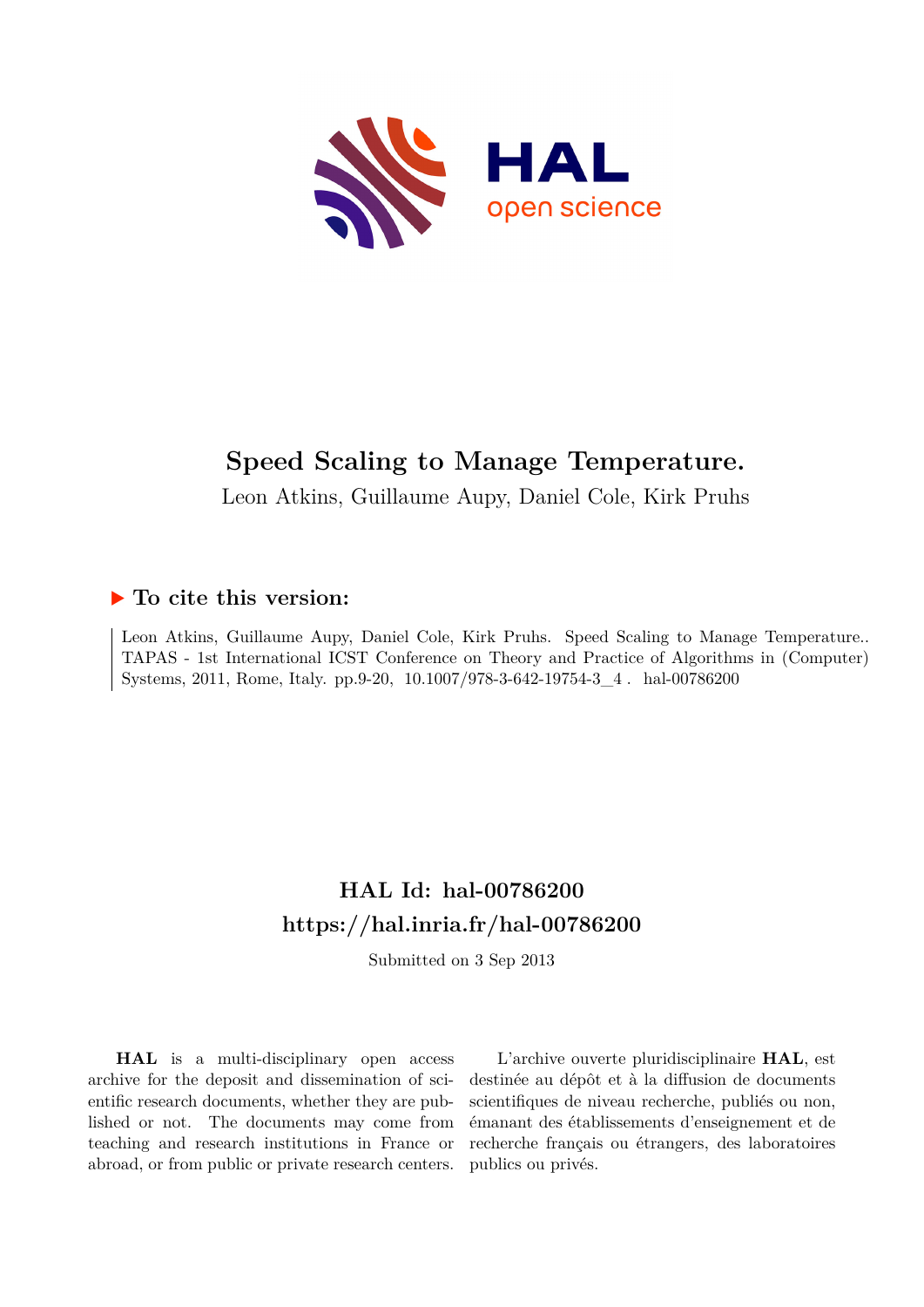# Speed Scaling to Manage Temperature.

Leon Atkins, Guillaume Aupy, Daniel Cole, Kirk Pruhs

## ▶ To cite this version:

Leon Atkins, Guillaume Aupy, Daniel Cole, Kirk Pruhs. Speed Scaling to Manage Temperature.. TAPAS - 1st International ICST Conference on Theory and Practice of Algorithms in (Computer) Systems, 2011, Rome, Italy. pp.9-20, 10.1007/978-3-642-19754-3_4 . hal-00786200

## HAL Id: hal-00786200
## https://hal.inria.fr/hal-00786200

Submitted on 3 Sep 2013

**HAL** is a multi-disciplinary open access archive for the deposit and dissemination of scientific research documents, whether they are published or not. The documents may come from teaching and research institutions in France or abroad, or from public or private research centers.

L'archive ouverte pluridisciplinaire **HAL**, est destinée au dépôt et à la diffusion de documents scientifiques de niveau recherche, publiés ou non, émanant des établissements d'enseignement et de recherche français ou étrangers, des laboratoires publics ou privés.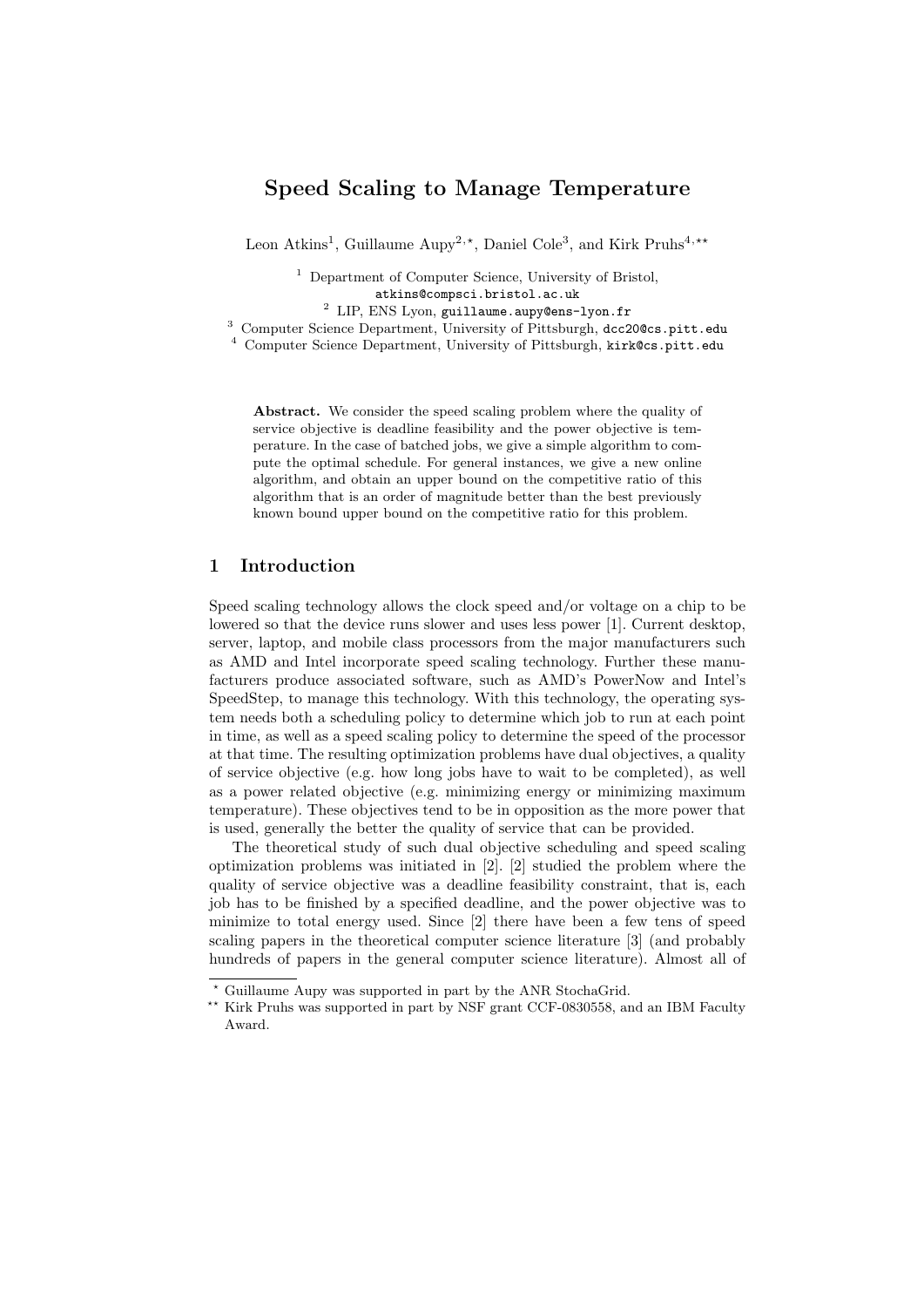# Speed Scaling to Manage Temperature

Leon Atkins[1], Guillaume Aupy[2,⋆], Daniel Cole[3], and Kirk Pruhs[4,⋆⋆]

[1] Department of Computer Science, University of Bristol, atkins@compsci.bristol.ac.uk
[2] LIP, ENS Lyon, guillaume.aupy@ens-lyon.fr
[3] Computer Science Department, University of Pittsburgh, dcc20@cs.pitt.edu
[4] Computer Science Department, University of Pittsburgh, kirk@cs.pitt.edu

**Abstract.** We consider the speed scaling problem where the quality of service objective is deadline feasibility and the power objective is temperature. In the case of batched jobs, we give a simple algorithm to compute the optimal schedule. For general instances, we give a new online algorithm, and obtain an upper bound on the competitive ratio of this algorithm that is an order of magnitude better than the best previously known bound upper bound on the competitive ratio for this problem.

## 1 Introduction

Speed scaling technology allows the clock speed and/or voltage on a chip to be lowered so that the device runs slower and uses less power [1]. Current desktop, server, laptop, and mobile class processors from the major manufacturers such as AMD and Intel incorporate speed scaling technology. Further these manufacturers produce associated software, such as AMD's PowerNow and Intel's SpeedStep, to manage this technology. With this technology, the operating system needs both a scheduling policy to determine which job to run at each point in time, as well as a speed scaling policy to determine the speed of the processor at that time. The resulting optimization problems have dual objectives, a quality of service objective (e.g. how long jobs have to wait to be completed), as well as a power related objective (e.g. minimizing energy or minimizing maximum temperature). These objectives tend to be in opposition as the more power that is used, generally the better the quality of service that can be provided.

The theoretical study of such dual objective scheduling and speed scaling optimization problems was initiated in [2]. [2] studied the problem where the quality of service objective was a deadline feasibility constraint, that is, each job has to be finished by a specified deadline, and the power objective was to minimize to total energy used. Since [2] there have been a few tens of speed scaling papers in the theoretical computer science literature [3] (and probably hundreds of papers in the general computer science literature). Almost all of

⋆ Guillaume Aupy was supported in part by the ANR StochaGrid.

⋆⋆ Kirk Pruhs was supported in part by NSF grant CCF-0830558, and an IBM Faculty Award.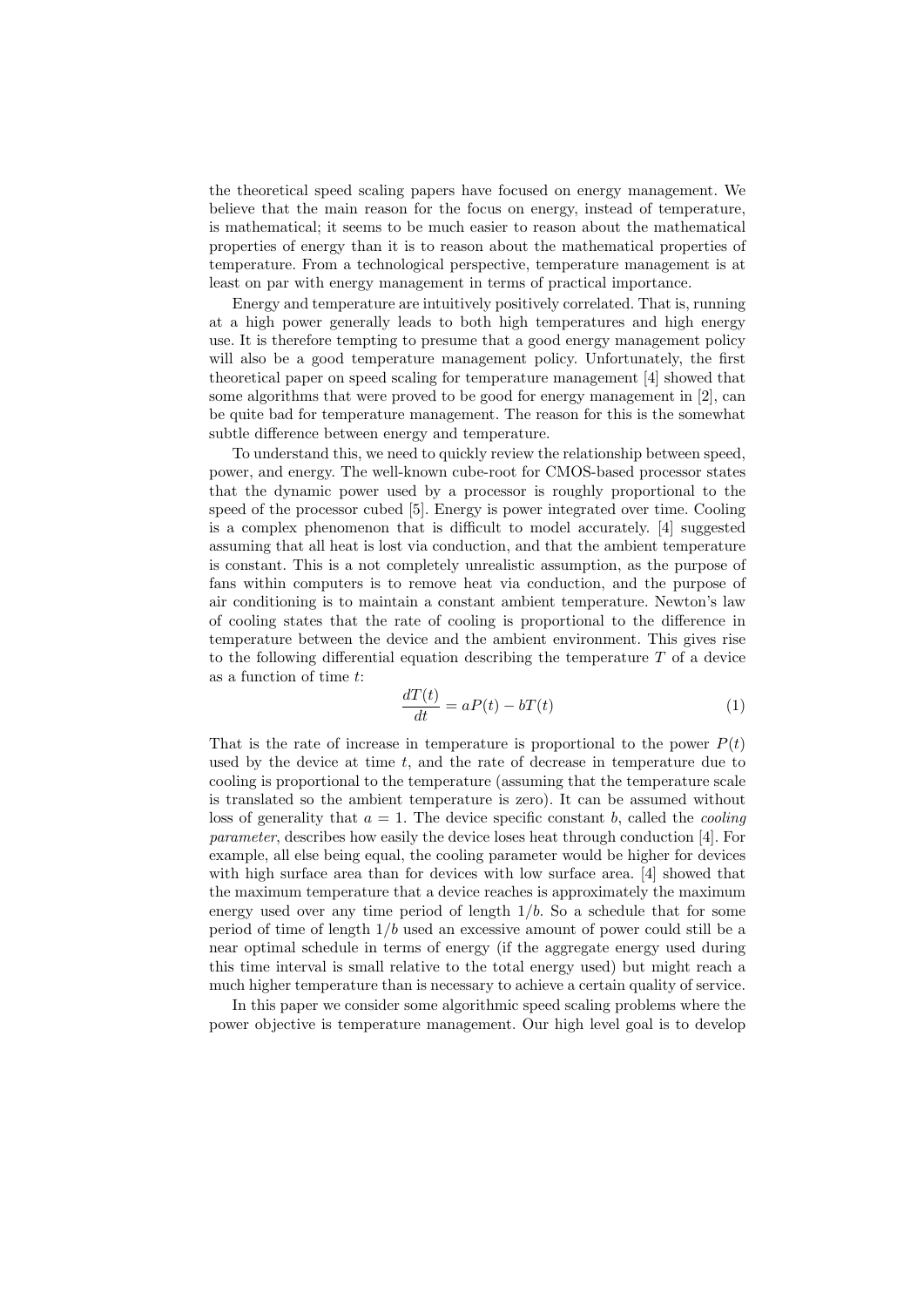the theoretical speed scaling papers have focused on energy management. We believe that the main reason for the focus on energy, instead of temperature, is mathematical; it seems to be much easier to reason about the mathematical properties of energy than it is to reason about the mathematical properties of temperature. From a technological perspective, temperature management is at least on par with energy management in terms of practical importance.

Energy and temperature are intuitively positively correlated. That is, running at a high power generally leads to both high temperatures and high energy use. It is therefore tempting to presume that a good energy management policy will also be a good temperature management policy. Unfortunately, the first theoretical paper on speed scaling for temperature management [4] showed that some algorithms that were proved to be good for energy management in [2], can be quite bad for temperature management. The reason for this is the somewhat subtle difference between energy and temperature.

To understand this, we need to quickly review the relationship between speed, power, and energy. The well-known cube-root for CMOS-based processor states that the dynamic power used by a processor is roughly proportional to the speed of the processor cubed [5]. Energy is power integrated over time. Cooling is a complex phenomenon that is difficult to model accurately. [4] suggested assuming that all heat is lost via conduction, and that the ambient temperature is constant. This is a not completely unrealistic assumption, as the purpose of fans within computers is to remove heat via conduction, and the purpose of air conditioning is to maintain a constant ambient temperature. Newton's law of cooling states that the rate of cooling is proportional to the difference in temperature between the device and the ambient environment. This gives rise to the following differential equation describing the temperature $T$ of a device as a function of time $t$:

$$\frac{dT(t)}{dt} = aP(t) - bT(t) \tag{1}$$

That is the rate of increase in temperature is proportional to the power $P(t)$ used by the device at time $t$, and the rate of decrease in temperature due to cooling is proportional to the temperature (assuming that the temperature scale is translated so the ambient temperature is zero). It can be assumed without loss of generality that $a = 1$. The device specific constant $b$, called the *cooling parameter*, describes how easily the device loses heat through conduction [4]. For example, all else being equal, the cooling parameter would be higher for devices with high surface area than for devices with low surface area. [4] showed that the maximum temperature that a device reaches is approximately the maximum energy used over any time period of length $1/b$. So a schedule that for some period of time of length $1/b$ used an excessive amount of power could still be a near optimal schedule in terms of energy (if the aggregate energy used during this time interval is small relative to the total energy used) but might reach a much higher temperature than is necessary to achieve a certain quality of service.

In this paper we consider some algorithmic speed scaling problems where the power objective is temperature management. Our high level goal is to develop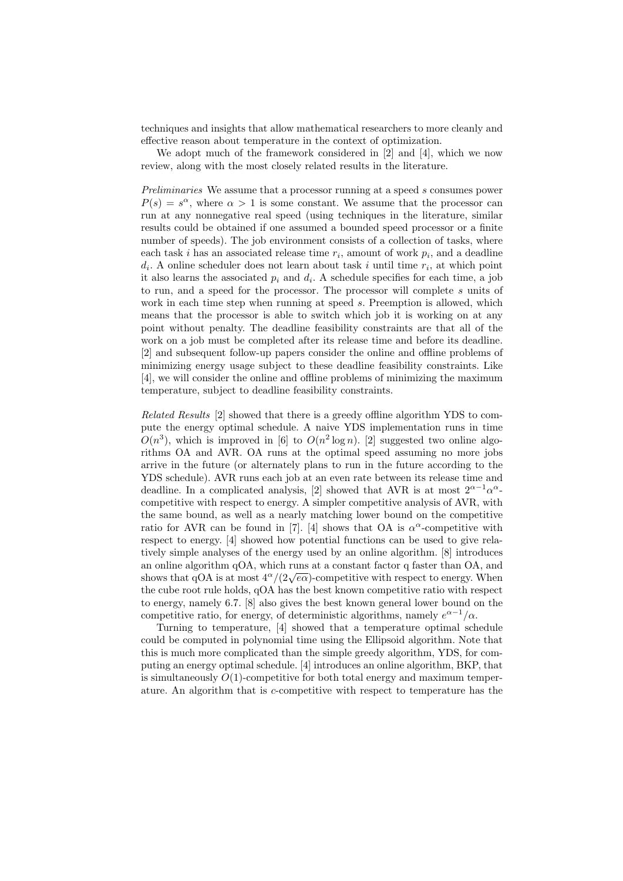techniques and insights that allow mathematical researchers to more cleanly and effective reason about temperature in the context of optimization.

We adopt much of the framework considered in [2] and [4], which we now review, along with the most closely related results in the literature.

*Preliminaries* We assume that a processor running at a speed $s$ consumes power $P(s) = s^\alpha$, where $\alpha > 1$ is some constant. We assume that the processor can run at any nonnegative real speed (using techniques in the literature, similar results could be obtained if one assumed a bounded speed processor or a finite number of speeds). The job environment consists of a collection of tasks, where each task $i$ has an associated release time $r_i$, amount of work $p_i$, and a deadline $d_i$. A online scheduler does not learn about task $i$ until time $r_i$, at which point it also learns the associated $p_i$ and $d_i$. A schedule specifies for each time, a job to run, and a speed for the processor. The processor will complete $s$ units of work in each time step when running at speed $s$. Preemption is allowed, which means that the processor is able to switch which job it is working on at any point without penalty. The deadline feasibility constraints are that all of the work on a job must be completed after its release time and before its deadline. [2] and subsequent follow-up papers consider the online and offline problems of minimizing energy usage subject to these deadline feasibility constraints. Like [4], we will consider the online and offline problems of minimizing the maximum temperature, subject to deadline feasibility constraints.

*Related Results* [2] showed that there is a greedy offline algorithm YDS to compute the energy optimal schedule. A naive YDS implementation runs in time $O(n^3)$, which is improved in [6] to $O(n^2 \log n)$. [2] suggested two online algorithms OA and AVR. OA runs at the optimal speed assuming no more jobs arrive in the future (or alternately plans to run in the future according to the YDS schedule). AVR runs each job at an even rate between its release time and deadline. In a complicated analysis, [2] showed that AVR is at most $2^{\alpha-1}\alpha^\alpha$-competitive with respect to energy. A simpler competitive analysis of AVR, with the same bound, as well as a nearly matching lower bound on the competitive ratio for AVR can be found in [7]. [4] shows that OA is $\alpha^\alpha$-competitive with respect to energy. [4] showed how potential functions can be used to give relatively simple analyses of the energy used by an online algorithm. [8] introduces an online algorithm qOA, which runs at a constant factor q faster than OA, and shows that qOA is at most $4^\alpha/(2\sqrt{e\alpha})$-competitive with respect to energy. When the cube root rule holds, qOA has the best known competitive ratio with respect to energy, namely 6.7. [8] also gives the best known general lower bound on the competitive ratio, for energy, of deterministic algorithms, namely $e^{\alpha-1}/\alpha$.

Turning to temperature, [4] showed that a temperature optimal schedule could be computed in polynomial time using the Ellipsoid algorithm. Note that this is much more complicated than the simple greedy algorithm, YDS, for computing an energy optimal schedule. [4] introduces an online algorithm, BKP, that is simultaneously $O(1)$-competitive for both total energy and maximum temperature. An algorithm that is $c$-competitive with respect to temperature has the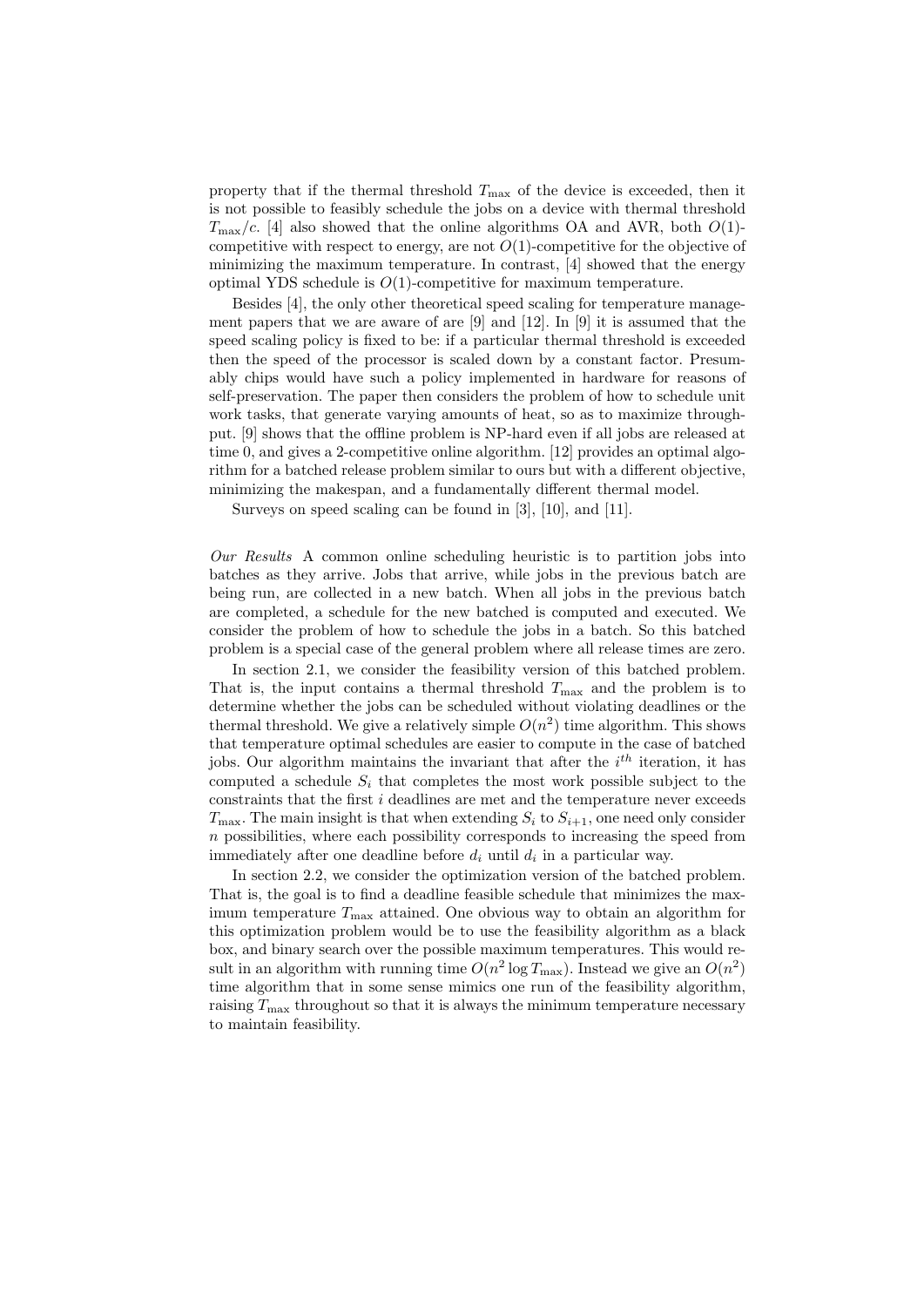property that if the thermal threshold $T_{\max}$ of the device is exceeded, then it is not possible to feasibly schedule the jobs on a device with thermal threshold $T_{\max}/c$. [4] also showed that the online algorithms OA and AVR, both $O(1)$-competitive with respect to energy, are not $O(1)$-competitive for the objective of minimizing the maximum temperature. In contrast, [4] showed that the energy optimal YDS schedule is $O(1)$-competitive for maximum temperature.

Besides [4], the only other theoretical speed scaling for temperature management papers that we are aware of are [9] and [12]. In [9] it is assumed that the speed scaling policy is fixed to be: if a particular thermal threshold is exceeded then the speed of the processor is scaled down by a constant factor. Presumably chips would have such a policy implemented in hardware for reasons of self-preservation. The paper then considers the problem of how to schedule unit work tasks, that generate varying amounts of heat, so as to maximize throughput. [9] shows that the offline problem is NP-hard even if all jobs are released at time 0, and gives a 2-competitive online algorithm. [12] provides an optimal algorithm for a batched release problem similar to ours but with a different objective, minimizing the makespan, and a fundamentally different thermal model.

Surveys on speed scaling can be found in [3], [10], and [11].

*Our Results* A common online scheduling heuristic is to partition jobs into batches as they arrive. Jobs that arrive, while jobs in the previous batch are being run, are collected in a new batch. When all jobs in the previous batch are completed, a schedule for the new batched is computed and executed. We consider the problem of how to schedule the jobs in a batch. So this batched problem is a special case of the general problem where all release times are zero.

In section 2.1, we consider the feasibility version of this batched problem. That is, the input contains a thermal threshold $T_{\max}$ and the problem is to determine whether the jobs can be scheduled without violating deadlines or the thermal threshold. We give a relatively simple $O(n^2)$ time algorithm. This shows that temperature optimal schedules are easier to compute in the case of batched jobs. Our algorithm maintains the invariant that after the $i^{th}$ iteration, it has computed a schedule $S_i$ that completes the most work possible subject to the constraints that the first $i$ deadlines are met and the temperature never exceeds $T_{\max}$. The main insight is that when extending $S_i$ to $S_{i+1}$, one need only consider $n$ possibilities, where each possibility corresponds to increasing the speed from immediately after one deadline before $d_i$ until $d_i$ in a particular way.

In section 2.2, we consider the optimization version of the batched problem. That is, the goal is to find a deadline feasible schedule that minimizes the maximum temperature $T_{\max}$ attained. One obvious way to obtain an algorithm for this optimization problem would be to use the feasibility algorithm as a black box, and binary search over the possible maximum temperatures. This would result in an algorithm with running time $O(n^2 \log T_{\max})$. Instead we give an $O(n^2)$ time algorithm that in some sense mimics one run of the feasibility algorithm, raising $T_{\max}$ throughout so that it is always the minimum temperature necessary to maintain feasibility.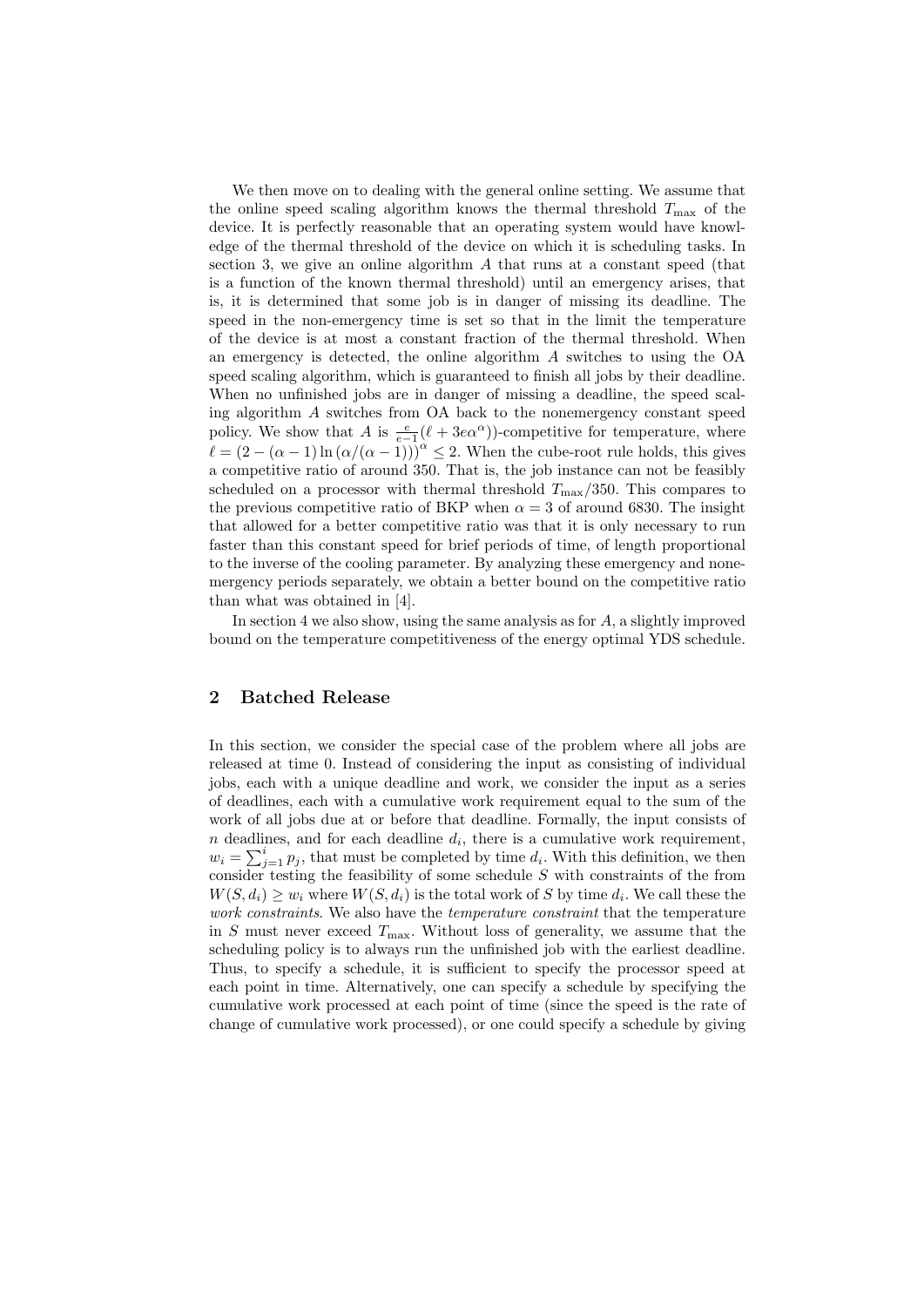We then move on to dealing with the general online setting. We assume that the online speed scaling algorithm knows the thermal threshold $T_{\max}$ of the device. It is perfectly reasonable that an operating system would have knowledge of the thermal threshold of the device on which it is scheduling tasks. In section 3, we give an online algorithm $A$ that runs at a constant speed (that is a function of the known thermal threshold) until an emergency arises, that is, it is determined that some job is in danger of missing its deadline. The speed in the non-emergency time is set so that in the limit the temperature of the device is at most a constant fraction of the thermal threshold. When an emergency is detected, the online algorithm $A$ switches to using the OA speed scaling algorithm, which is guaranteed to finish all jobs by their deadline. When no unfinished jobs are in danger of missing a deadline, the speed scaling algorithm $A$ switches from OA back to the nonemergency constant speed policy. We show that $A$ is $\frac{e}{e-1}(\ell + 3e\alpha^{\alpha})$)-competitive for temperature, where $\ell = (2 - (\alpha - 1)\ln(\alpha/(\alpha - 1)))^{\alpha} \leq 2$. When the cube-root rule holds, this gives a competitive ratio of around 350. That is, the job instance can not be feasibly scheduled on a processor with thermal threshold $T_{\max}/350$. This compares to the previous competitive ratio of BKP when $\alpha = 3$ of around 6830. The insight that allowed for a better competitive ratio was that it is only necessary to run faster than this constant speed for brief periods of time, of length proportional to the inverse of the cooling parameter. By analyzing these emergency and nonemergency periods separately, we obtain a better bound on the competitive ratio than what was obtained in [4].

In section 4 we also show, using the same analysis as for $A$, a slightly improved bound on the temperature competitiveness of the energy optimal YDS schedule.

## 2 Batched Release

In this section, we consider the special case of the problem where all jobs are released at time 0. Instead of considering the input as consisting of individual jobs, each with a unique deadline and work, we consider the input as a series of deadlines, each with a cumulative work requirement equal to the sum of the work of all jobs due at or before that deadline. Formally, the input consists of $n$ deadlines, and for each deadline $d_i$, there is a cumulative work requirement, $w_i = \sum_{j=1}^{i} p_j$, that must be completed by time $d_i$. With this definition, we then consider testing the feasibility of some schedule $S$ with constraints of the from $W(S, d_i) \geq w_i$ where $W(S, d_i)$ is the total work of $S$ by time $d_i$. We call these the *work constraints*. We also have the *temperature constraint* that the temperature in $S$ must never exceed $T_{\max}$. Without loss of generality, we assume that the scheduling policy is to always run the unfinished job with the earliest deadline. Thus, to specify a schedule, it is sufficient to specify the processor speed at each point in time. Alternatively, one can specify a schedule by specifying the cumulative work processed at each point of time (since the speed is the rate of change of cumulative work processed), or one could specify a schedule by giving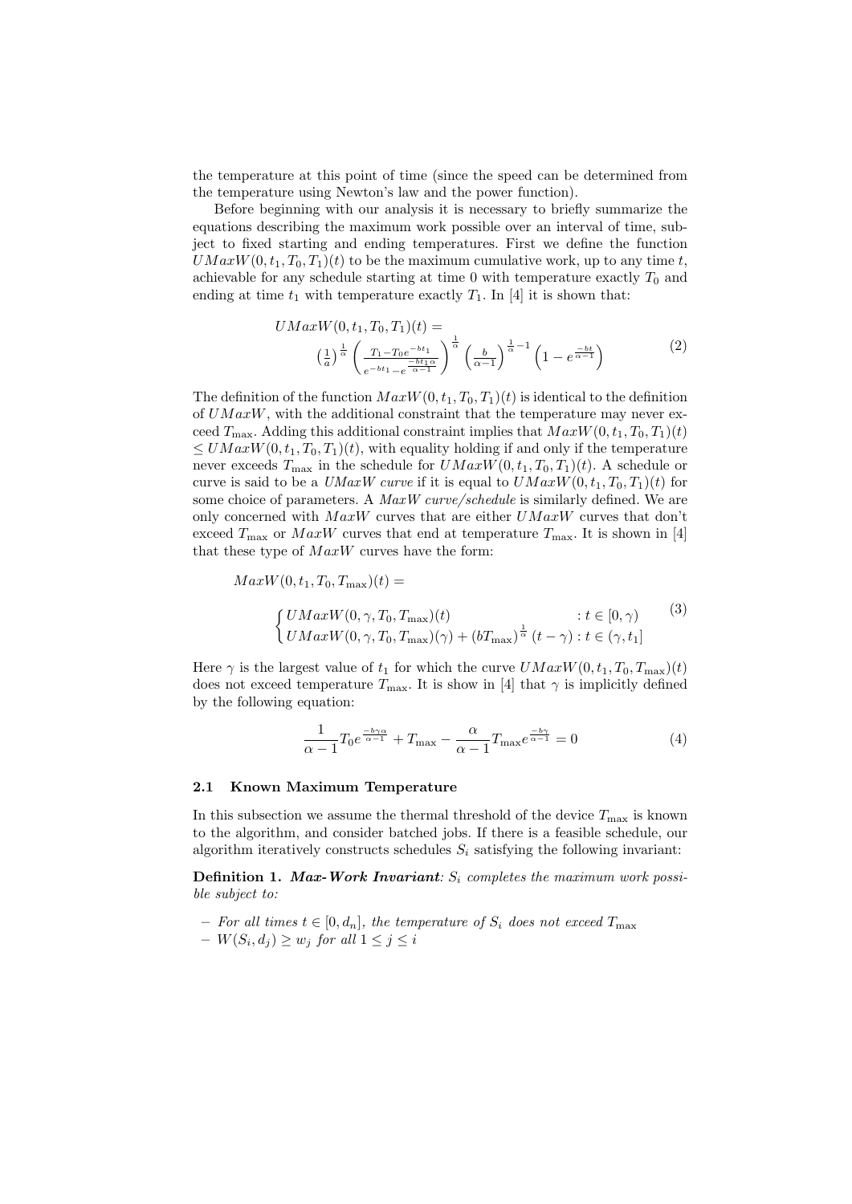the temperature at this point of time (since the speed can be determined from the temperature using Newton's law and the power function).

Before beginning with our analysis it is necessary to briefly summarize the equations describing the maximum work possible over an interval of time, subject to fixed starting and ending temperatures. First we define the function $UMaxW(0, t_1, T_0, T_1)(t)$ to be the maximum cumulative work, up to any time $t$, achievable for any schedule starting at time 0 with temperature exactly $T_0$ and ending at time $t_1$ with temperature exactly $T_1$. In [4] it is shown that:

$$
\begin{aligned}
&UMaxW(0, t_1, T_0, T_1)(t) = \\
&\quad \left(\frac{1}{a}\right)^{\frac{1}{\alpha}} \left(\frac{T_1 - T_0 e^{-bt_1}}{e^{-bt_1} - e^{\frac{-bt_1\alpha}{\alpha-1}}}\right)^{\frac{1}{\alpha}} \left(\frac{b}{\alpha-1}\right)^{\frac{1}{\alpha}-1} \left(1 - e^{\frac{-bt}{\alpha-1}}\right)
\end{aligned}
\tag{2}
$$

The definition of the function $MaxW(0, t_1, T_0, T_1)(t)$ is identical to the definition of $UMaxW$, with the additional constraint that the temperature may never exceed $T_{\max}$. Adding this additional constraint implies that $MaxW(0, t_1, T_0, T_1)(t) \leq UMaxW(0, t_1, T_0, T_1)(t)$, with equality holding if and only if the temperature never exceeds $T_{\max}$ in the schedule for $UMaxW(0, t_1, T_0, T_1)(t)$. A schedule or curve is said to be a *UMaxW curve* if it is equal to $UMaxW(0, t_1, T_0, T_1)(t)$ for some choice of parameters. A *MaxW curve/schedule* is similarly defined. We are only concerned with $MaxW$ curves that are either $UMaxW$ curves that don't exceed $T_{\max}$ or $MaxW$ curves that end at temperature $T_{\max}$. It is shown in [4] that these type of $MaxW$ curves have the form:

$$
\begin{aligned}
&MaxW(0, t_1, T_0, T_{\max})(t) = \\
&\quad \begin{cases} UMaxW(0, \gamma, T_0, T_{\max})(t) & : t \in [0, \gamma) \\ UMaxW(0, \gamma, T_0, T_{\max})(\gamma) + (bT_{\max})^{\frac{1}{\alpha}}(t - \gamma) & : t \in (\gamma, t_1] \end{cases}
\end{aligned}
\tag{3}
$$

Here $\gamma$ is the largest value of $t_1$ for which the curve $UMaxW(0, t_1, T_0, T_{\max})(t)$ does not exceed temperature $T_{\max}$. It is show in [4] that $\gamma$ is implicitly defined by the following equation:

$$
\frac{1}{\alpha-1} T_0 e^{\frac{-b\gamma\alpha}{\alpha-1}} + T_{\max} - \frac{\alpha}{\alpha-1} T_{\max} e^{\frac{-b\gamma}{\alpha-1}} = 0 \tag{4}
$$

### 2.1 Known Maximum Temperature

In this subsection we assume the thermal threshold of the device $T_{\max}$ is known to the algorithm, and consider batched jobs. If there is a feasible schedule, our algorithm iteratively constructs schedules $S_i$ satisfying the following invariant:

**Definition 1.** ***Max-Work Invariant***: *$S_i$ completes the maximum work possible subject to:*

- *For all times $t \in [0, d_n]$, the temperature of $S_i$ does not exceed $T_{\max}$*
- *$W(S_i, d_j) \geq w_j$ for all $1 \leq j \leq i$*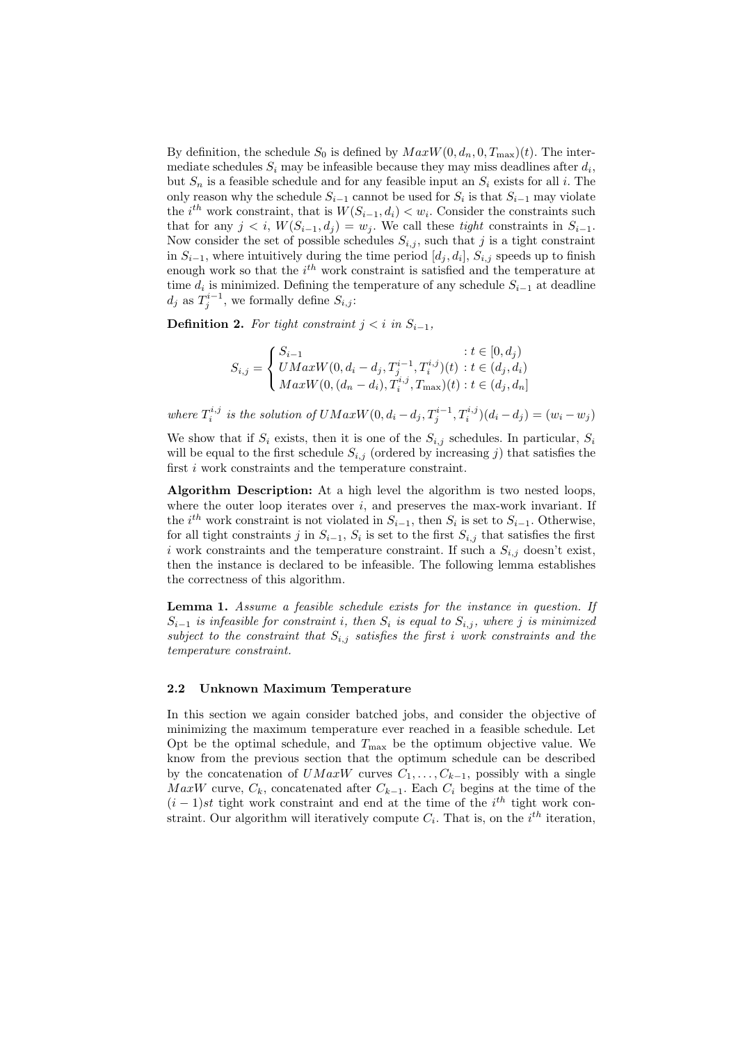By definition, the schedule $S_0$ is defined by $MaxW(0, d_n, 0, T_{\max})(t)$. The intermediate schedules $S_i$ may be infeasible because they may miss deadlines after $d_i$, but $S_n$ is a feasible schedule and for any feasible input an $S_i$ exists for all $i$. The only reason why the schedule $S_{i-1}$ cannot be used for $S_i$ is that $S_{i-1}$ may violate the $i^{th}$ work constraint, that is $W(S_{i-1}, d_i) < w_i$. Consider the constraints such that for any $j < i$, $W(S_{i-1}, d_j) = w_j$. We call these *tight* constraints in $S_{i-1}$. Now consider the set of possible schedules $S_{i,j}$, such that $j$ is a tight constraint in $S_{i-1}$, where intuitively during the time period $[d_j, d_i]$, $S_{i,j}$ speeds up to finish enough work so that the $i^{th}$ work constraint is satisfied and the temperature at time $d_i$ is minimized. Defining the temperature of any schedule $S_{i-1}$ at deadline $d_j$ as $T_j^{i-1}$, we formally define $S_{i,j}$:

**Definition 2.** *For tight constraint $j < i$ in $S_{i-1}$,*

$$S_{i,j} = \begin{cases} S_{i-1} & : t \in [0, d_j) \\ UMaxW(0, d_i - d_j, T_j^{i-1}, T_i^{i,j})(t) & : t \in (d_j, d_i) \\ MaxW(0, (d_n - d_i), T_i^{i,j}, T_{\max})(t) & : t \in (d_j, d_n] \end{cases}$$

*where $T_i^{i,j}$ is the solution of $UMaxW(0, d_i - d_j, T_j^{i-1}, T_i^{i,j})(d_i - d_j) = (w_i - w_j)$*

We show that if $S_i$ exists, then it is one of the $S_{i,j}$ schedules. In particular, $S_i$ will be equal to the first schedule $S_{i,j}$ (ordered by increasing $j$) that satisfies the first $i$ work constraints and the temperature constraint.

**Algorithm Description:** At a high level the algorithm is two nested loops, where the outer loop iterates over $i$, and preserves the max-work invariant. If the $i^{th}$ work constraint is not violated in $S_{i-1}$, then $S_i$ is set to $S_{i-1}$. Otherwise, for all tight constraints $j$ in $S_{i-1}$, $S_i$ is set to the first $S_{i,j}$ that satisfies the first $i$ work constraints and the temperature constraint. If such a $S_{i,j}$ doesn't exist, then the instance is declared to be infeasible. The following lemma establishes the correctness of this algorithm.

**Lemma 1.** *Assume a feasible schedule exists for the instance in question. If $S_{i-1}$ is infeasible for constraint $i$, then $S_i$ is equal to $S_{i,j}$, where $j$ is minimized subject to the constraint that $S_{i,j}$ satisfies the first $i$ work constraints and the temperature constraint.*

### 2.2 Unknown Maximum Temperature

In this section we again consider batched jobs, and consider the objective of minimizing the maximum temperature ever reached in a feasible schedule. Let Opt be the optimal schedule, and $T_{\max}$ be the optimum objective value. We know from the previous section that the optimum schedule can be described by the concatenation of $UMaxW$ curves $C_1, \ldots, C_{k-1}$, possibly with a single $MaxW$ curve, $C_k$, concatenated after $C_{k-1}$. Each $C_i$ begins at the time of the $(i-1)st$ tight work constraint and end at the time of the $i^{th}$ tight work constraint. Our algorithm will iteratively compute $C_i$. That is, on the $i^{th}$ iteration,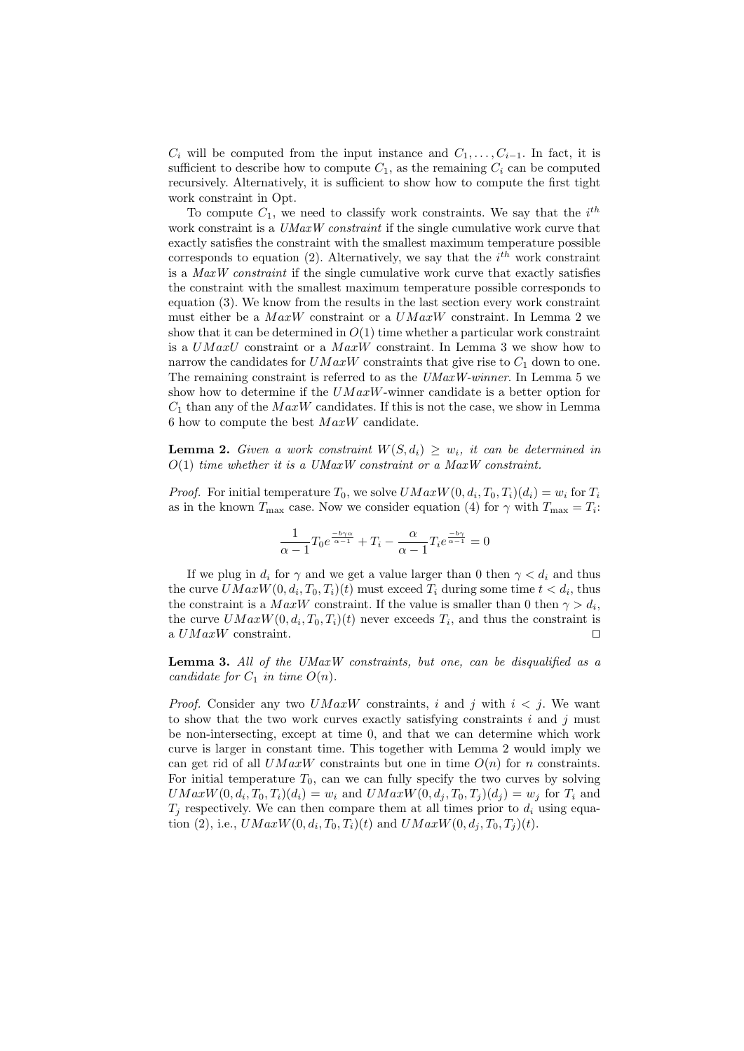$C_i$ will be computed from the input instance and $C_1, \ldots, C_{i-1}$. In fact, it is sufficient to describe how to compute $C_1$, as the remaining $C_i$ can be computed recursively. Alternatively, it is sufficient to show how to compute the first tight work constraint in Opt.

To compute $C_1$, we need to classify work constraints. We say that the $i^{th}$ work constraint is a *UMaxW constraint* if the single cumulative work curve that exactly satisfies the constraint with the smallest maximum temperature possible corresponds to equation (2). Alternatively, we say that the $i^{th}$ work constraint is a *MaxW constraint* if the single cumulative work curve that exactly satisfies the constraint with the smallest maximum temperature possible corresponds to equation (3). We know from the results in the last section every work constraint must either be a $MaxW$ constraint or a $UMaxW$ constraint. In Lemma 2 we show that it can be determined in $O(1)$ time whether a particular work constraint is a $UMaxU$ constraint or a $MaxW$ constraint. In Lemma 3 we show how to narrow the candidates for $UMaxW$ constraints that give rise to $C_1$ down to one. The remaining constraint is referred to as the *UMaxW-winner*. In Lemma 5 we show how to determine if the $UMaxW$-winner candidate is a better option for $C_1$ than any of the $MaxW$ candidates. If this is not the case, we show in Lemma 6 how to compute the best $MaxW$ candidate.

**Lemma 2.** *Given a work constraint $W(S, d_i) \geq w_i$, it can be determined in $O(1)$ time whether it is a UMaxW constraint or a MaxW constraint.*

*Proof.* For initial temperature $T_0$, we solve $UMaxW(0, d_i, T_0, T_i)(d_i) = w_i$ for $T_i$ as in the known $T_{\max}$ case. Now we consider equation (4) for $\gamma$ with $T_{\max} = T_i$:

$$\frac{1}{\alpha - 1} T_0 e^{\frac{-b\gamma\alpha}{\alpha-1}} + T_i - \frac{\alpha}{\alpha - 1} T_i e^{\frac{-b\gamma}{\alpha-1}} = 0$$

If we plug in $d_i$ for $\gamma$ and we get a value larger than 0 then $\gamma < d_i$ and thus the curve $UMaxW(0, d_i, T_0, T_i)(t)$ must exceed $T_i$ during some time $t < d_i$, thus the constraint is a $MaxW$ constraint. If the value is smaller than 0 then $\gamma > d_i$, the curve $UMaxW(0, d_i, T_0, T_i)(t)$ never exceeds $T_i$, and thus the constraint is a $UMaxW$ constraint. ⊓⊔

**Lemma 3.** *All of the UMaxW constraints, but one, can be disqualified as a candidate for $C_1$ in time $O(n)$.*

*Proof.* Consider any two $UMaxW$ constraints, $i$ and $j$ with $i < j$. We want to show that the two work curves exactly satisfying constraints $i$ and $j$ must be non-intersecting, except at time 0, and that we can determine which work curve is larger in constant time. This together with Lemma 2 would imply we can get rid of all $UMaxW$ constraints but one in time $O(n)$ for $n$ constraints. For initial temperature $T_0$, can we can fully specify the two curves by solving $UMaxW(0, d_i, T_0, T_i)(d_i) = w_i$ and $UMaxW(0, d_j, T_0, T_j)(d_j) = w_j$ for $T_i$ and $T_j$ respectively. We can then compare them at all times prior to $d_i$ using equation (2), i.e., $UMaxW(0, d_i, T_0, T_i)(t)$ and $UMaxW(0, d_j, T_0, T_j)(t)$.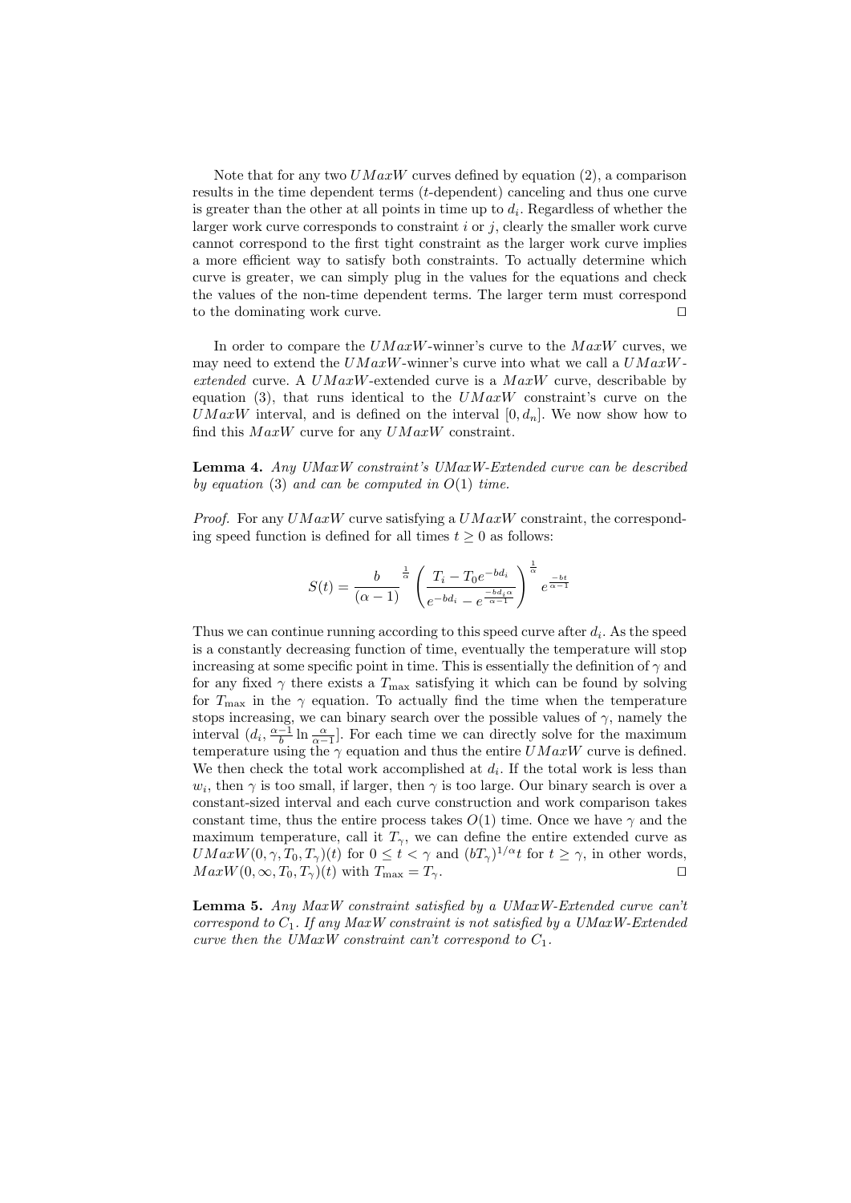Note that for any two $UMaxW$ curves defined by equation (2), a comparison results in the time dependent terms ($t$-dependent) canceling and thus one curve is greater than the other at all points in time up to $d_i$. Regardless of whether the larger work curve corresponds to constraint $i$ or $j$, clearly the smaller work curve cannot correspond to the first tight constraint as the larger work curve implies a more efficient way to satisfy both constraints. To actually determine which curve is greater, we can simply plug in the values for the equations and check the values of the non-time dependent terms. The larger term must correspond to the dominating work curve. □

In order to compare the $UMaxW$-winner's curve to the $MaxW$ curves, we may need to extend the $UMaxW$-winner's curve into what we call a $UMaxW$-*extended* curve. A $UMaxW$-extended curve is a $MaxW$ curve, describable by equation (3), that runs identical to the $UMaxW$ constraint's curve on the $UMaxW$ interval, and is defined on the interval $[0, d_n]$. We now show how to find this $MaxW$ curve for any $UMaxW$ constraint.

**Lemma 4.** *Any UMaxW constraint's UMaxW-Extended curve can be described by equation (3) and can be computed in $O(1)$ time.*

*Proof.* For any $UMaxW$ curve satisfying a $UMaxW$ constraint, the corresponding speed function is defined for all times $t \geq 0$ as follows:

$$S(t) = \frac{b}{(\alpha - 1)}^{\frac{1}{\alpha}} \left( \frac{T_i - T_0 e^{-bd_i}}{e^{-bd_i} - e^{\frac{-bd_i \alpha}{\alpha - 1}}} \right)^{\frac{1}{\alpha}} e^{\frac{-bt}{\alpha - 1}}$$

Thus we can continue running according to this speed curve after $d_i$. As the speed is a constantly decreasing function of time, eventually the temperature will stop increasing at some specific point in time. This is essentially the definition of $\gamma$ and for any fixed $\gamma$ there exists a $T_{\max}$ satisfying it which can be found by solving for $T_{\max}$ in the $\gamma$ equation. To actually find the time when the temperature stops increasing, we can binary search over the possible values of $\gamma$, namely the interval $(d_i, \frac{\alpha-1}{b} \ln \frac{\alpha}{\alpha-1}]$. For each time we can directly solve for the maximum temperature using the $\gamma$ equation and thus the entire $UMaxW$ curve is defined. We then check the total work accomplished at $d_i$. If the total work is less than $w_i$, then $\gamma$ is too small, if larger, then $\gamma$ is too large. Our binary search is over a constant-sized interval and each curve construction and work comparison takes constant time, thus the entire process takes $O(1)$ time. Once we have $\gamma$ and the maximum temperature, call it $T_\gamma$, we can define the entire extended curve as $UMaxW(0, \gamma, T_0, T_\gamma)(t)$ for $0 \leq t < \gamma$ and $(bT_\gamma)^{1/\alpha} t$ for $t \geq \gamma$, in other words, $MaxW(0, \infty, T_0, T_\gamma)(t)$ with $T_{\max} = T_\gamma$. □

**Lemma 5.** *Any MaxW constraint satisfied by a UMaxW-Extended curve can't correspond to $C_1$. If any MaxW constraint is not satisfied by a UMaxW-Extended curve then the UMaxW constraint can't correspond to $C_1$.*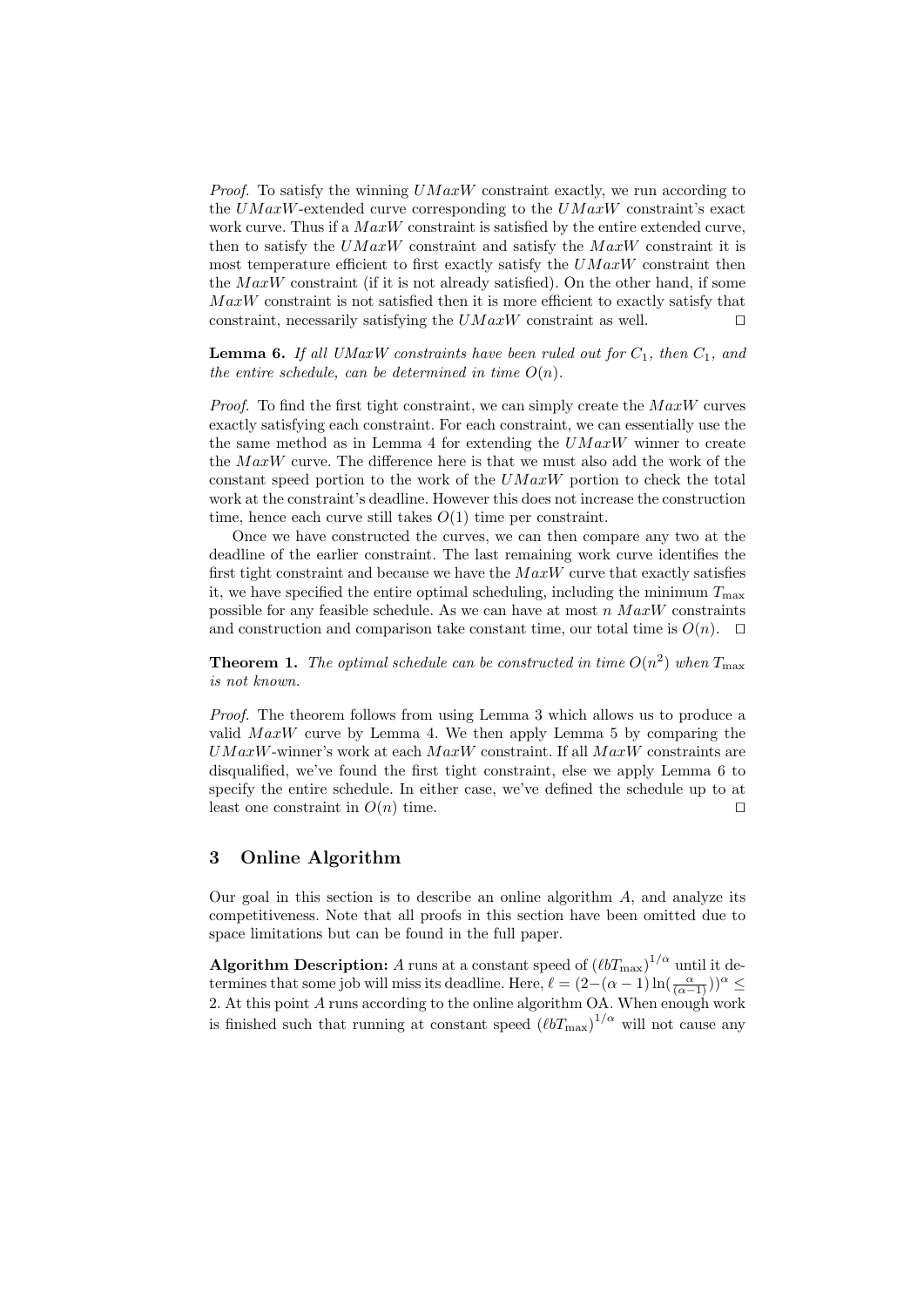*Proof.* To satisfy the winning $UMaxW$ constraint exactly, we run according to the $UMaxW$-extended curve corresponding to the $UMaxW$ constraint's exact work curve. Thus if a $MaxW$ constraint is satisfied by the entire extended curve, then to satisfy the $UMaxW$ constraint and satisfy the $MaxW$ constraint it is most temperature efficient to first exactly satisfy the $UMaxW$ constraint then the $MaxW$ constraint (if it is not already satisfied). On the other hand, if some $MaxW$ constraint is not satisfied then it is more efficient to exactly satisfy that constraint, necessarily satisfying the $UMaxW$ constraint as well. □

**Lemma 6.** *If all UMaxW constraints have been ruled out for $C_1$, then $C_1$, and the entire schedule, can be determined in time $O(n)$.*

*Proof.* To find the first tight constraint, we can simply create the $MaxW$ curves exactly satisfying each constraint. For each constraint, we can essentially use the the same method as in Lemma 4 for extending the $UMaxW$ winner to create the $MaxW$ curve. The difference here is that we must also add the work of the constant speed portion to the work of the $UMaxW$ portion to check the total work at the constraint's deadline. However this does not increase the construction time, hence each curve still takes $O(1)$ time per constraint.

Once we have constructed the curves, we can then compare any two at the deadline of the earlier constraint. The last remaining work curve identifies the first tight constraint and because we have the $MaxW$ curve that exactly satisfies it, we have specified the entire optimal scheduling, including the minimum $T_{\max}$ possible for any feasible schedule. As we can have at most $n$ $MaxW$ constraints and construction and comparison take constant time, our total time is $O(n)$. □

**Theorem 1.** *The optimal schedule can be constructed in time $O(n^2)$ when $T_{\max}$ is not known.*

*Proof.* The theorem follows from using Lemma 3 which allows us to produce a valid $MaxW$ curve by Lemma 4. We then apply Lemma 5 by comparing the $UMaxW$-winner's work at each $MaxW$ constraint. If all $MaxW$ constraints are disqualified, we've found the first tight constraint, else we apply Lemma 6 to specify the entire schedule. In either case, we've defined the schedule up to at least one constraint in $O(n)$ time. □

## 3 Online Algorithm

Our goal in this section is to describe an online algorithm $A$, and analyze its competitiveness. Note that all proofs in this section have been omitted due to space limitations but can be found in the full paper.

**Algorithm Description:** $A$ runs at a constant speed of $(\ell b T_{\max})^{1/\alpha}$ until it determines that some job will miss its deadline. Here, $\ell = (2-(\alpha-1)\ln(\frac{\alpha}{(\alpha-1)}))^{\alpha} \leq 2$. At this point $A$ runs according to the online algorithm OA. When enough work is finished such that running at constant speed $(\ell b T_{\max})^{1/\alpha}$ will not cause any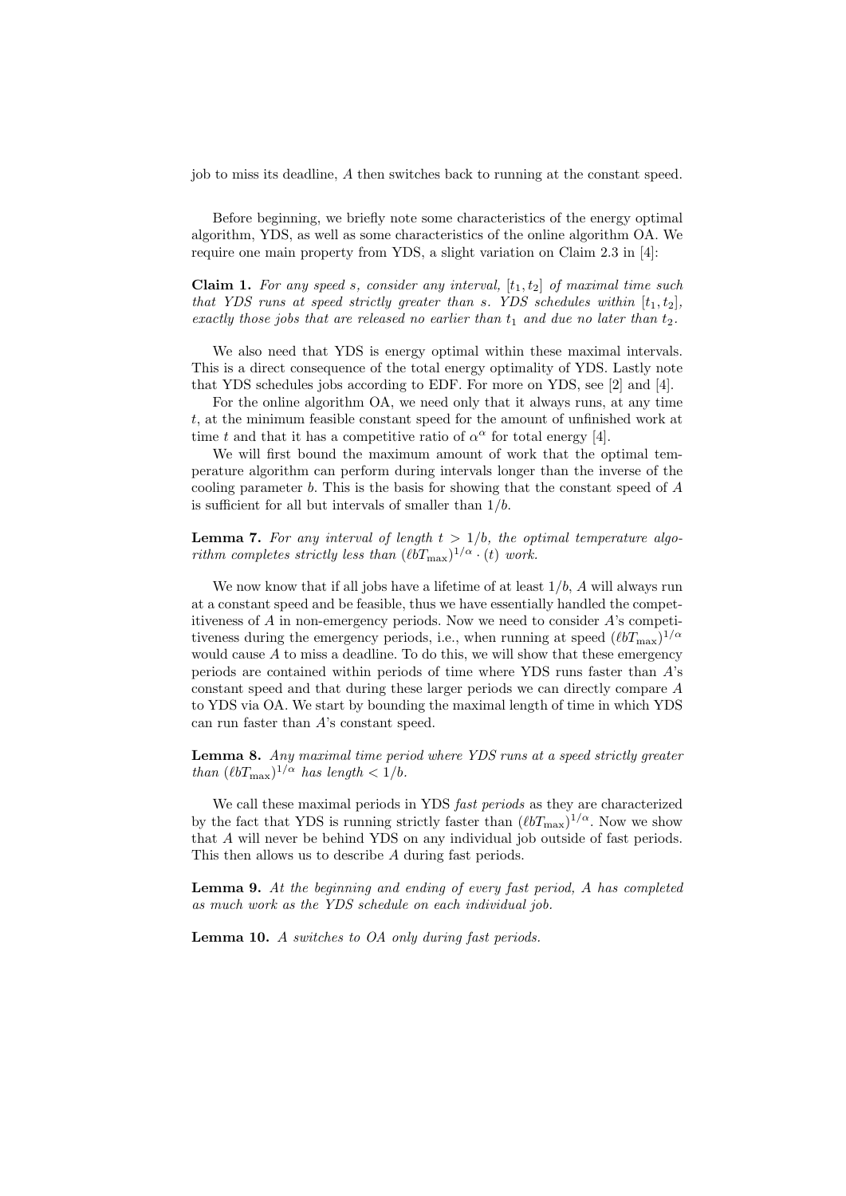job to miss its deadline, $A$ then switches back to running at the constant speed.

Before beginning, we briefly note some characteristics of the energy optimal algorithm, YDS, as well as some characteristics of the online algorithm OA. We require one main property from YDS, a slight variation on Claim 2.3 in [4]:

**Claim 1.** *For any speed $s$, consider any interval, $[t_1, t_2]$ of maximal time such that YDS runs at speed strictly greater than $s$. YDS schedules within $[t_1, t_2]$, exactly those jobs that are released no earlier than $t_1$ and due no later than $t_2$.*

We also need that YDS is energy optimal within these maximal intervals. This is a direct consequence of the total energy optimality of YDS. Lastly note that YDS schedules jobs according to EDF. For more on YDS, see [2] and [4].

For the online algorithm OA, we need only that it always runs, at any time $t$, at the minimum feasible constant speed for the amount of unfinished work at time $t$ and that it has a competitive ratio of $\alpha^\alpha$ for total energy [4].

We will first bound the maximum amount of work that the optimal temperature algorithm can perform during intervals longer than the inverse of the cooling parameter $b$. This is the basis for showing that the constant speed of $A$ is sufficient for all but intervals of smaller than $1/b$.

**Lemma 7.** *For any interval of length $t > 1/b$, the optimal temperature algorithm completes strictly less than $(\ell b T_{\max})^{1/\alpha} \cdot (t)$ work.*

We now know that if all jobs have a lifetime of at least $1/b$, $A$ will always run at a constant speed and be feasible, thus we have essentially handled the competitiveness of $A$ in non-emergency periods. Now we need to consider $A$'s competitiveness during the emergency periods, i.e., when running at speed $(\ell b T_{\max})^{1/\alpha}$ would cause $A$ to miss a deadline. To do this, we will show that these emergency periods are contained within periods of time where YDS runs faster than $A$'s constant speed and that during these larger periods we can directly compare $A$ to YDS via OA. We start by bounding the maximal length of time in which YDS can run faster than $A$'s constant speed.

**Lemma 8.** *Any maximal time period where YDS runs at a speed strictly greater than $(\ell b T_{\max})^{1/\alpha}$ has length $< 1/b$.*

We call these maximal periods in YDS *fast periods* as they are characterized by the fact that YDS is running strictly faster than $(\ell b T_{\max})^{1/\alpha}$. Now we show that $A$ will never be behind YDS on any individual job outside of fast periods. This then allows us to describe $A$ during fast periods.

**Lemma 9.** *At the beginning and ending of every fast period, $A$ has completed as much work as the YDS schedule on each individual job.*

**Lemma 10.** *$A$ switches to OA only during fast periods.*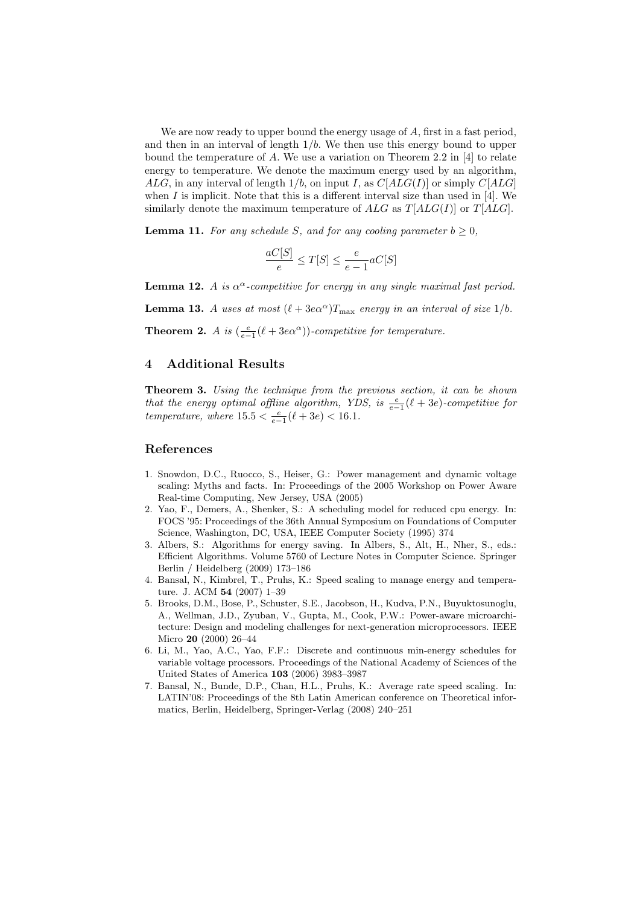We are now ready to upper bound the energy usage of $A$, first in a fast period, and then in an interval of length $1/b$. We then use this energy bound to upper bound the temperature of $A$. We use a variation on Theorem 2.2 in [4] to relate energy to temperature. We denote the maximum energy used by an algorithm, $ALG$, in any interval of length $1/b$, on input $I$, as $C[ALG(I)]$ or simply $C[ALG]$ when $I$ is implicit. Note that this is a different interval size than used in [4]. We similarly denote the maximum temperature of $ALG$ as $T[ALG(I)]$ or $T[ALG]$.

**Lemma 11.** *For any schedule $S$, and for any cooling parameter $b \geq 0$,*

$$\frac{aC[S]}{e} \leq T[S] \leq \frac{e}{e-1} aC[S]$$

**Lemma 12.** *$A$ is $\alpha^\alpha$-competitive for energy in any single maximal fast period.*

**Lemma 13.** *$A$ uses at most $(\ell + 3e\alpha^\alpha)T_{\max}$ energy in an interval of size $1/b$.*

**Theorem 2.** *$A$ is $(\frac{e}{e-1}(\ell + 3e\alpha^\alpha))$-competitive for temperature.*

## 4 Additional Results

**Theorem 3.** *Using the technique from the previous section, it can be shown that the energy optimal offline algorithm, YDS, is $\frac{e}{e-1}(\ell + 3e)$-competitive for temperature, where $15.5 < \frac{e}{e-1}(\ell + 3e) < 16.1$.*

## References

1. Snowdon, D.C., Ruocco, S., Heiser, G.: Power management and dynamic voltage scaling: Myths and facts. In: Proceedings of the 2005 Workshop on Power Aware Real-time Computing, New Jersey, USA (2005)
2. Yao, F., Demers, A., Shenker, S.: A scheduling model for reduced cpu energy. In: FOCS '95: Proceedings of the 36th Annual Symposium on Foundations of Computer Science, Washington, DC, USA, IEEE Computer Society (1995) 374
3. Albers, S.: Algorithms for energy saving. In Albers, S., Alt, H., Nher, S., eds.: Efficient Algorithms. Volume 5760 of Lecture Notes in Computer Science. Springer Berlin / Heidelberg (2009) 173–186
4. Bansal, N., Kimbrel, T., Pruhs, K.: Speed scaling to manage energy and temperature. J. ACM **54** (2007) 1–39
5. Brooks, D.M., Bose, P., Schuster, S.E., Jacobson, H., Kudva, P.N., Buyuktosunoglu, A., Wellman, J.D., Zyuban, V., Gupta, M., Cook, P.W.: Power-aware microarchitecture: Design and modeling challenges for next-generation microprocessors. IEEE Micro **20** (2000) 26–44
6. Li, M., Yao, A.C., Yao, F.F.: Discrete and continuous min-energy schedules for variable voltage processors. Proceedings of the National Academy of Sciences of the United States of America **103** (2006) 3983–3987
7. Bansal, N., Bunde, D.P., Chan, H.L., Pruhs, K.: Average rate speed scaling. In: LATIN'08: Proceedings of the 8th Latin American conference on Theoretical informatics, Berlin, Heidelberg, Springer-Verlag (2008) 240–251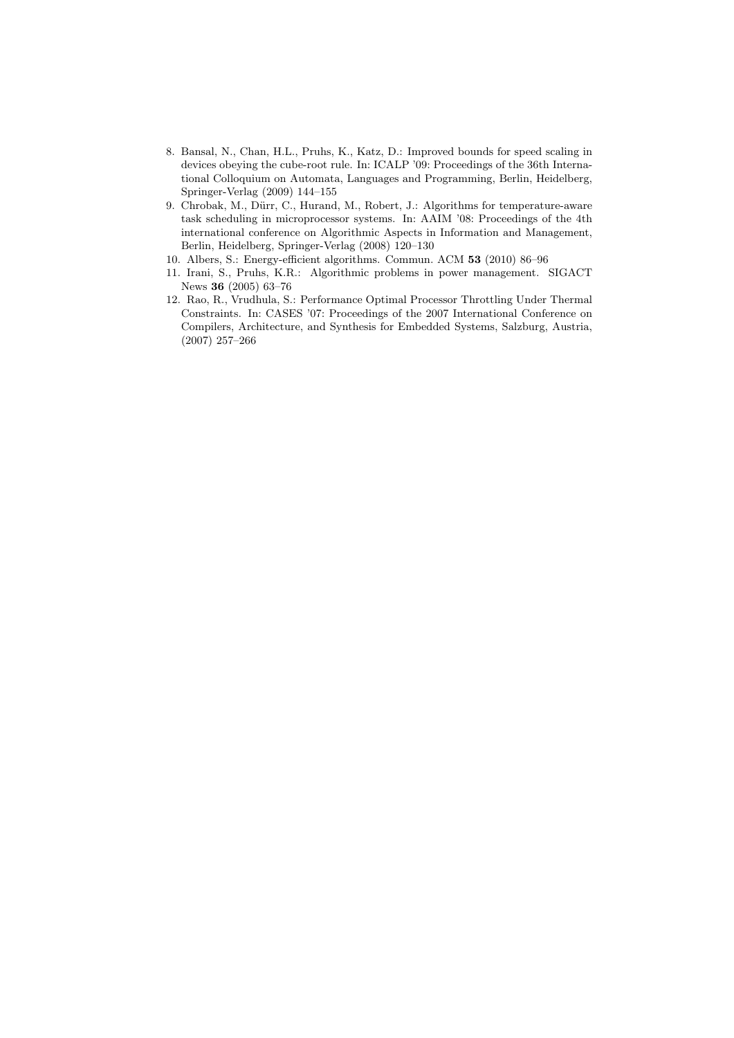8. Bansal, N., Chan, H.L., Pruhs, K., Katz, D.: Improved bounds for speed scaling in devices obeying the cube-root rule. In: ICALP '09: Proceedings of the 36th International Colloquium on Automata, Languages and Programming, Berlin, Heidelberg, Springer-Verlag (2009) 144–155
9. Chrobak, M., Dürr, C., Hurand, M., Robert, J.: Algorithms for temperature-aware task scheduling in microprocessor systems. In: AAIM '08: Proceedings of the 4th international conference on Algorithmic Aspects in Information and Management, Berlin, Heidelberg, Springer-Verlag (2008) 120–130
10. Albers, S.: Energy-efficient algorithms. Commun. ACM **53** (2010) 86–96
11. Irani, S., Pruhs, K.R.: Algorithmic problems in power management. SIGACT News **36** (2005) 63–76
12. Rao, R., Vrudhula, S.: Performance Optimal Processor Throttling Under Thermal Constraints. In: CASES '07: Proceedings of the 2007 International Conference on Compilers, Architecture, and Synthesis for Embedded Systems, Salzburg, Austria, (2007) 257–266